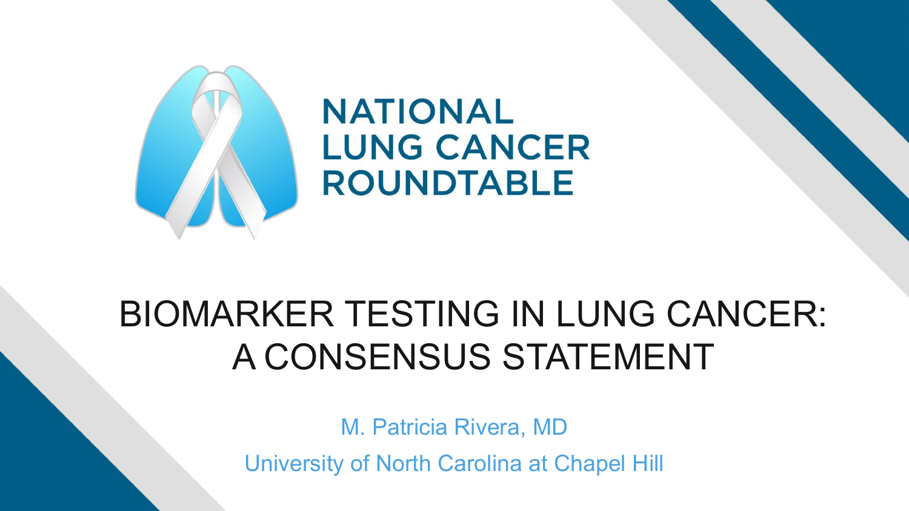NATIONAL LUNG CANCER ROUNDTABLE

# BIOMARKER TESTING IN LUNG CANCER: A CONSENSUS STATEMENT

M. Patricia Rivera, MD

University of North Carolina at Chapel Hill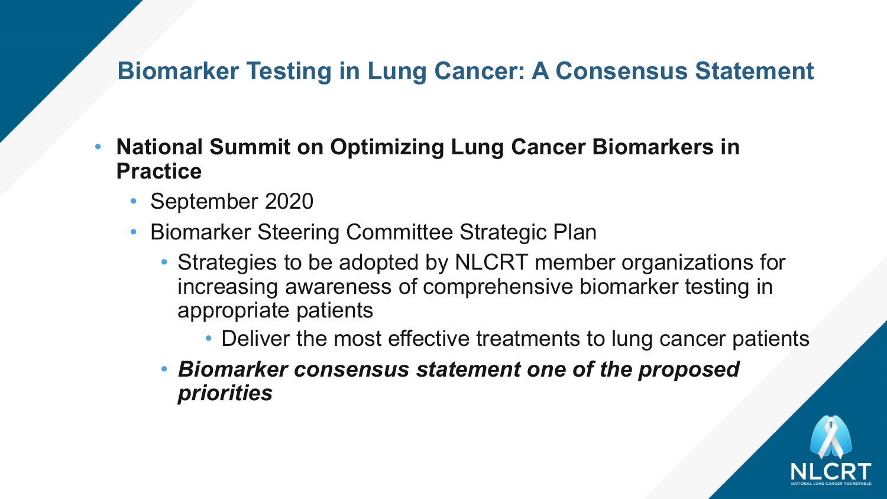# Biomarker Testing in Lung Cancer: A Consensus Statement

- **National Summit on Optimizing Lung Cancer Biomarkers in Practice**
  - September 2020
  - Biomarker Steering Committee Strategic Plan
    - Strategies to be adopted by NLCRT member organizations for increasing awareness of comprehensive biomarker testing in appropriate patients
      - Deliver the most effective treatments to lung cancer patients
    - ***Biomarker consensus statement one of the proposed priorities***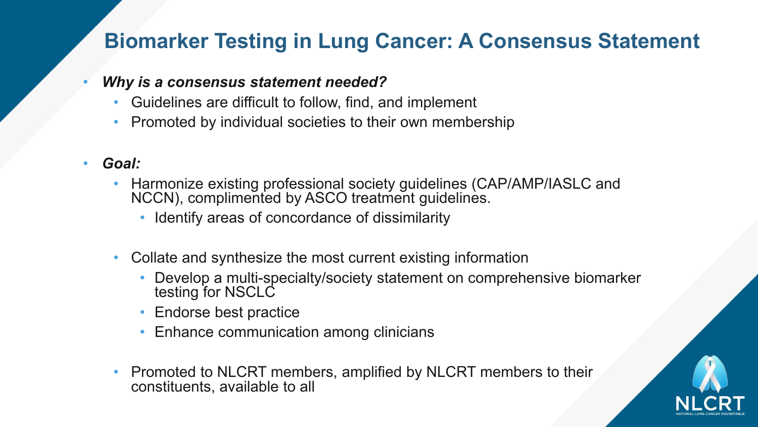# Biomarker Testing in Lung Cancer: A Consensus Statement

- ***Why is a consensus statement needed?***
  - Guidelines are difficult to follow, find, and implement
  - Promoted by individual societies to their own membership

- ***Goal:***
  - Harmonize existing professional society guidelines (CAP/AMP/IASLC and NCCN), complimented by ASCO treatment guidelines.
    - Identify areas of concordance of dissimilarity
  - Collate and synthesize the most current existing information
    - Develop a multi-specialty/society statement on comprehensive biomarker testing for NSCLC
    - Endorse best practice
    - Enhance communication among clinicians
  - Promoted to NLCRT members, amplified by NLCRT members to their constituents, available to all

NLCRT
NATIONAL LUNG CANCER ROUNDTABLE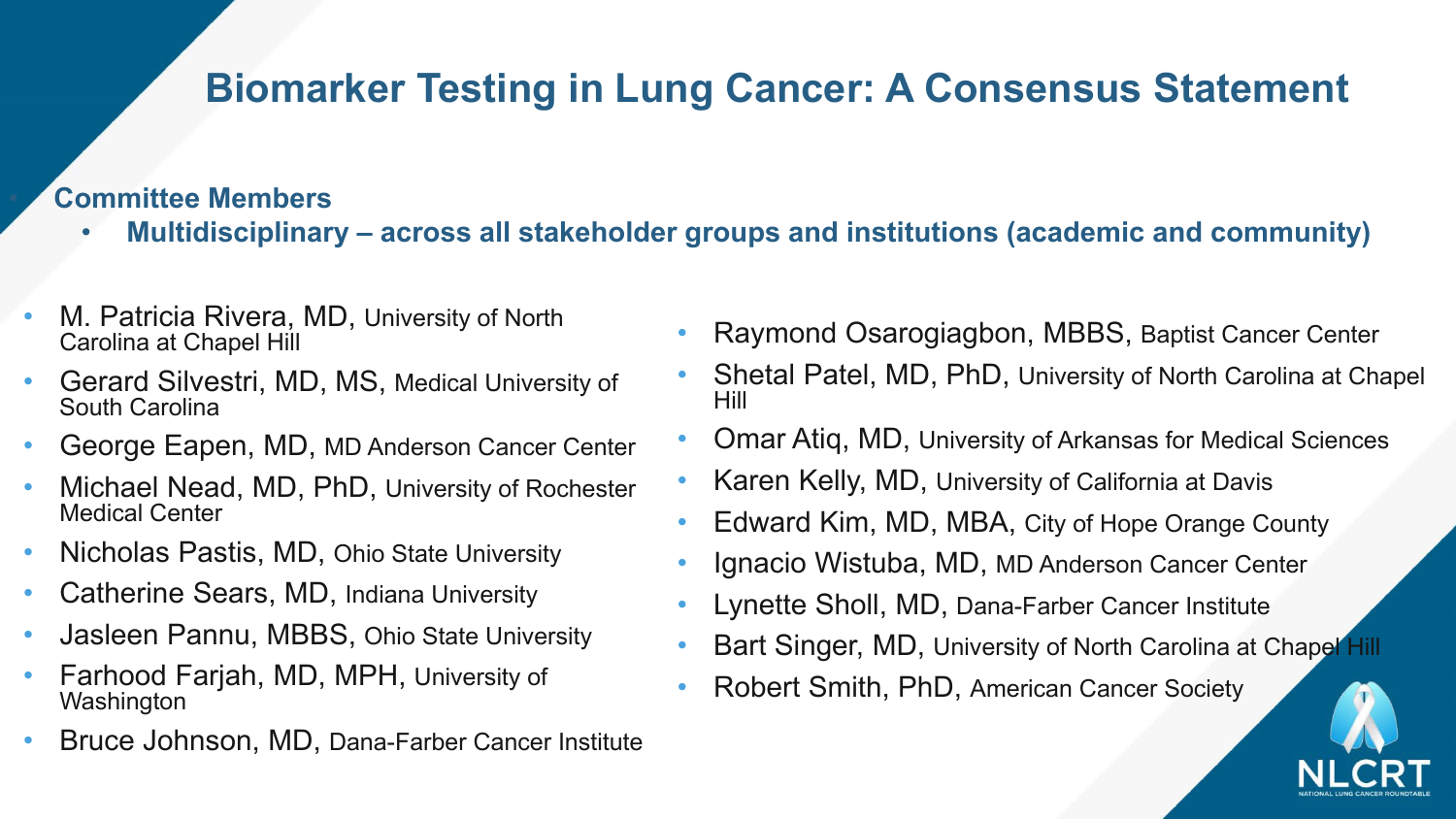# Biomarker Testing in Lung Cancer: A Consensus Statement

- **Committee Members**
  - **Multidisciplinary – across all stakeholder groups and institutions (academic and community)**

- M. Patricia Rivera, MD, University of North Carolina at Chapel Hill
- Gerard Silvestri, MD, MS, Medical University of South Carolina
- George Eapen, MD, MD Anderson Cancer Center
- Michael Nead, MD, PhD, University of Rochester Medical Center
- Nicholas Pastis, MD, Ohio State University
- Catherine Sears, MD, Indiana University
- Jasleen Pannu, MBBS, Ohio State University
- Farhood Farjah, MD, MPH, University of Washington
- Bruce Johnson, MD, Dana-Farber Cancer Institute
- Raymond Osarogiagbon, MBBS, Baptist Cancer Center
- Shetal Patel, MD, PhD, University of North Carolina at Chapel Hill
- Omar Atiq, MD, University of Arkansas for Medical Sciences
- Karen Kelly, MD, University of California at Davis
- Edward Kim, MD, MBA, City of Hope Orange County
- Ignacio Wistuba, MD, MD Anderson Cancer Center
- Lynette Sholl, MD, Dana-Farber Cancer Institute
- Bart Singer, MD, University of North Carolina at Chapel Hill
- Robert Smith, PhD, American Cancer Society

NLCRT
NATIONAL LUNG CANCER ROUNDTABLE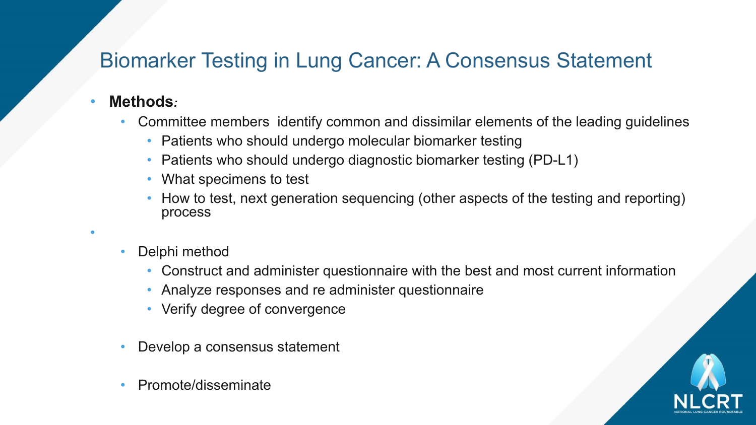# Biomarker Testing in Lung Cancer: A Consensus Statement

- **Methods***:*
  - Committee members  identify common and dissimilar elements of the leading guidelines
    - Patients who should undergo molecular biomarker testing
    - Patients who should undergo diagnostic biomarker testing (PD-L1)
    - What specimens to test
    - How to test, next generation sequencing (other aspects of the testing and reporting) process
- 
  - Delphi method
    - Construct and administer questionnaire with the best and most current information
    - Analyze responses and re administer questionnaire
    - Verify degree of convergence
  - Develop a consensus statement
  - Promote/disseminate

NLCRT

NATIONAL LUNG CANCER ROUNDTABLE